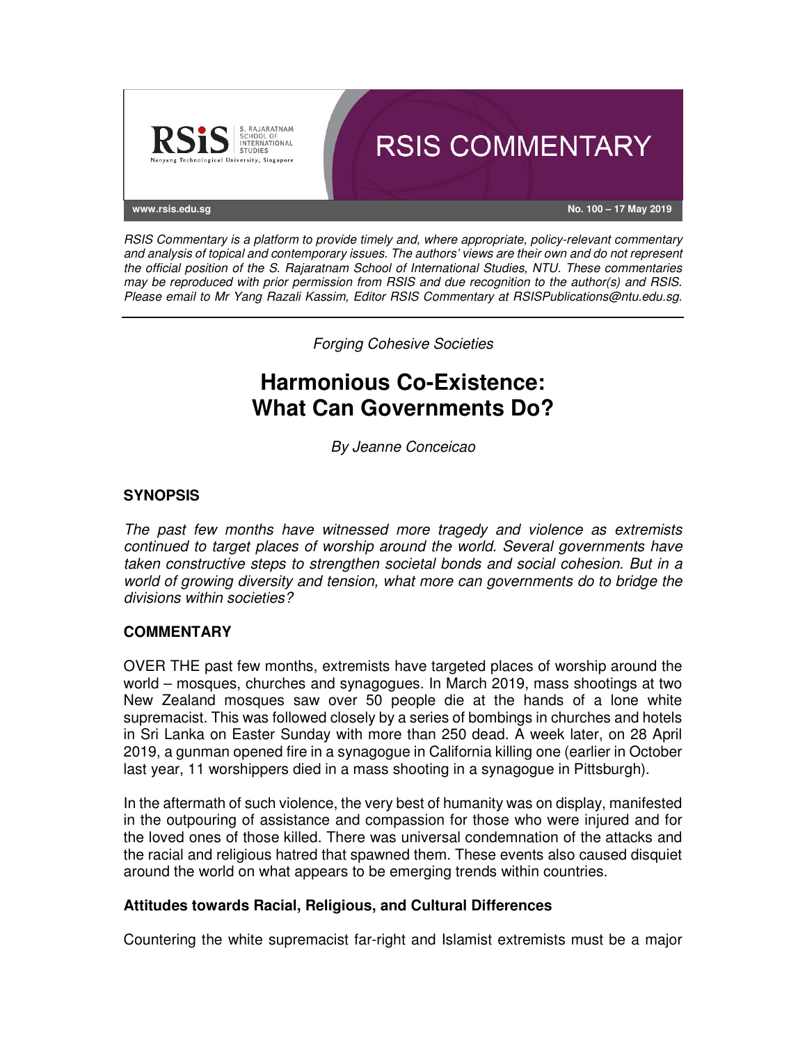RSIS COMMENTARY

www.rsis.edu.sg

No. 100 – 17 May 2019

*RSIS Commentary is a platform to provide timely and, where appropriate, policy-relevant commentary and analysis of topical and contemporary issues. The authors' views are their own and do not represent the official position of the S. Rajaratnam School of International Studies, NTU. These commentaries may be reproduced with prior permission from RSIS and due recognition to the author(s) and RSIS. Please email to Mr Yang Razali Kassim, Editor RSIS Commentary at RSISPublications@ntu.edu.sg.*

---

*Forging Cohesive Societies*

# Harmonious Co-Existence: What Can Governments Do?

*By Jeanne Conceicao*

## SYNOPSIS

*The past few months have witnessed more tragedy and violence as extremists continued to target places of worship around the world. Several governments have taken constructive steps to strengthen societal bonds and social cohesion. But in a world of growing diversity and tension, what more can governments do to bridge the divisions within societies?*

## COMMENTARY

OVER THE past few months, extremists have targeted places of worship around the world – mosques, churches and synagogues. In March 2019, mass shootings at two New Zealand mosques saw over 50 people die at the hands of a lone white supremacist. This was followed closely by a series of bombings in churches and hotels in Sri Lanka on Easter Sunday with more than 250 dead. A week later, on 28 April 2019, a gunman opened fire in a synagogue in California killing one (earlier in October last year, 11 worshippers died in a mass shooting in a synagogue in Pittsburgh).

In the aftermath of such violence, the very best of humanity was on display, manifested in the outpouring of assistance and compassion for those who were injured and for the loved ones of those killed. There was universal condemnation of the attacks and the racial and religious hatred that spawned them. These events also caused disquiet around the world on what appears to be emerging trends within countries.

### Attitudes towards Racial, Religious, and Cultural Differences

Countering the white supremacist far-right and Islamist extremists must be a major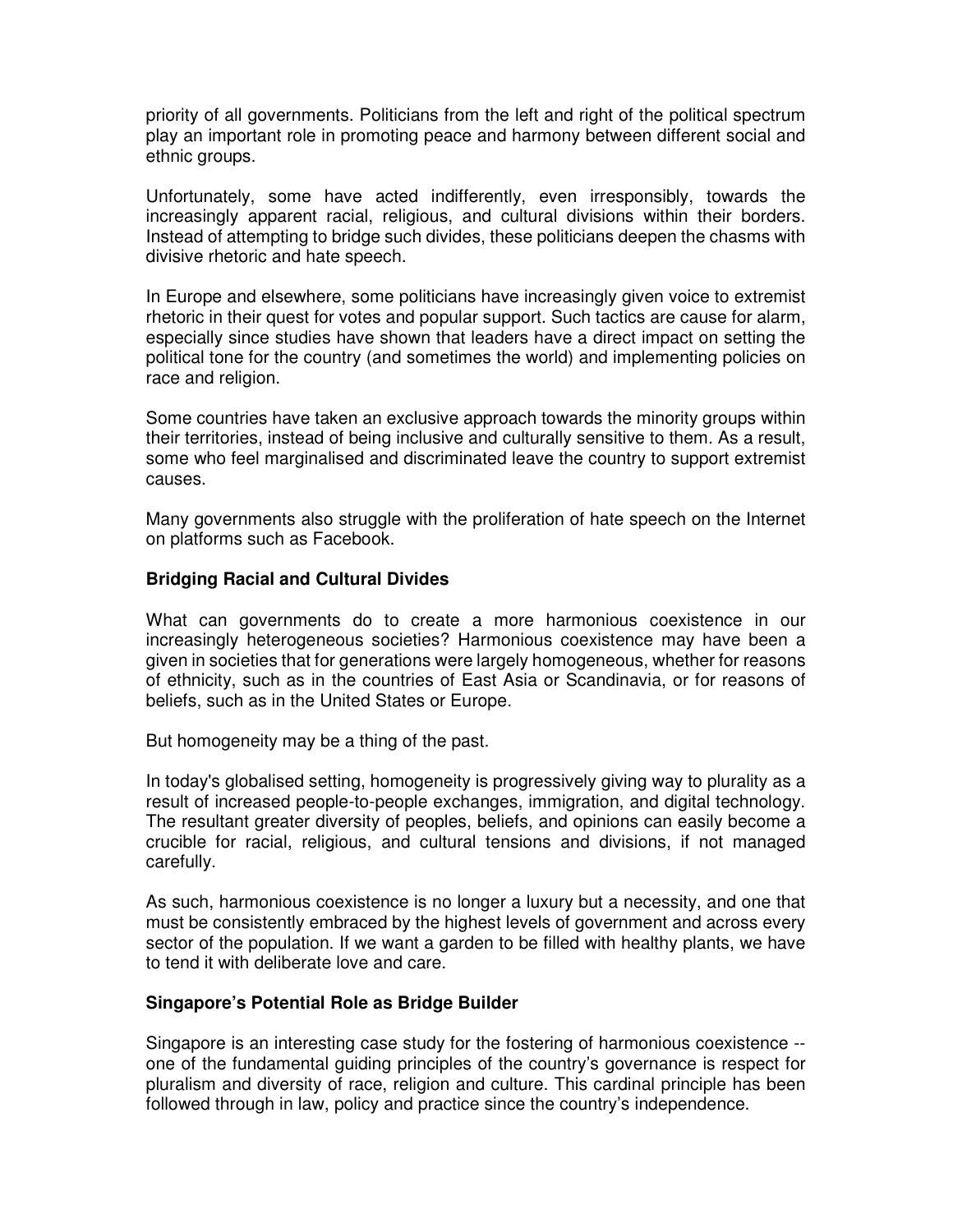priority of all governments. Politicians from the left and right of the political spectrum play an important role in promoting peace and harmony between different social and ethnic groups.

Unfortunately, some have acted indifferently, even irresponsibly, towards the increasingly apparent racial, religious, and cultural divisions within their borders. Instead of attempting to bridge such divides, these politicians deepen the chasms with divisive rhetoric and hate speech.

In Europe and elsewhere, some politicians have increasingly given voice to extremist rhetoric in their quest for votes and popular support. Such tactics are cause for alarm, especially since studies have shown that leaders have a direct impact on setting the political tone for the country (and sometimes the world) and implementing policies on race and religion.

Some countries have taken an exclusive approach towards the minority groups within their territories, instead of being inclusive and culturally sensitive to them. As a result, some who feel marginalised and discriminated leave the country to support extremist causes.

Many governments also struggle with the proliferation of hate speech on the Internet on platforms such as Facebook.

### Bridging Racial and Cultural Divides

What can governments do to create a more harmonious coexistence in our increasingly heterogeneous societies? Harmonious coexistence may have been a given in societies that for generations were largely homogeneous, whether for reasons of ethnicity, such as in the countries of East Asia or Scandinavia, or for reasons of beliefs, such as in the United States or Europe.

But homogeneity may be a thing of the past.

In today's globalised setting, homogeneity is progressively giving way to plurality as a result of increased people-to-people exchanges, immigration, and digital technology. The resultant greater diversity of peoples, beliefs, and opinions can easily become a crucible for racial, religious, and cultural tensions and divisions, if not managed carefully.

As such, harmonious coexistence is no longer a luxury but a necessity, and one that must be consistently embraced by the highest levels of government and across every sector of the population. If we want a garden to be filled with healthy plants, we have to tend it with deliberate love and care.

### Singapore's Potential Role as Bridge Builder

Singapore is an interesting case study for the fostering of harmonious coexistence -- one of the fundamental guiding principles of the country's governance is respect for pluralism and diversity of race, religion and culture. This cardinal principle has been followed through in law, policy and practice since the country's independence.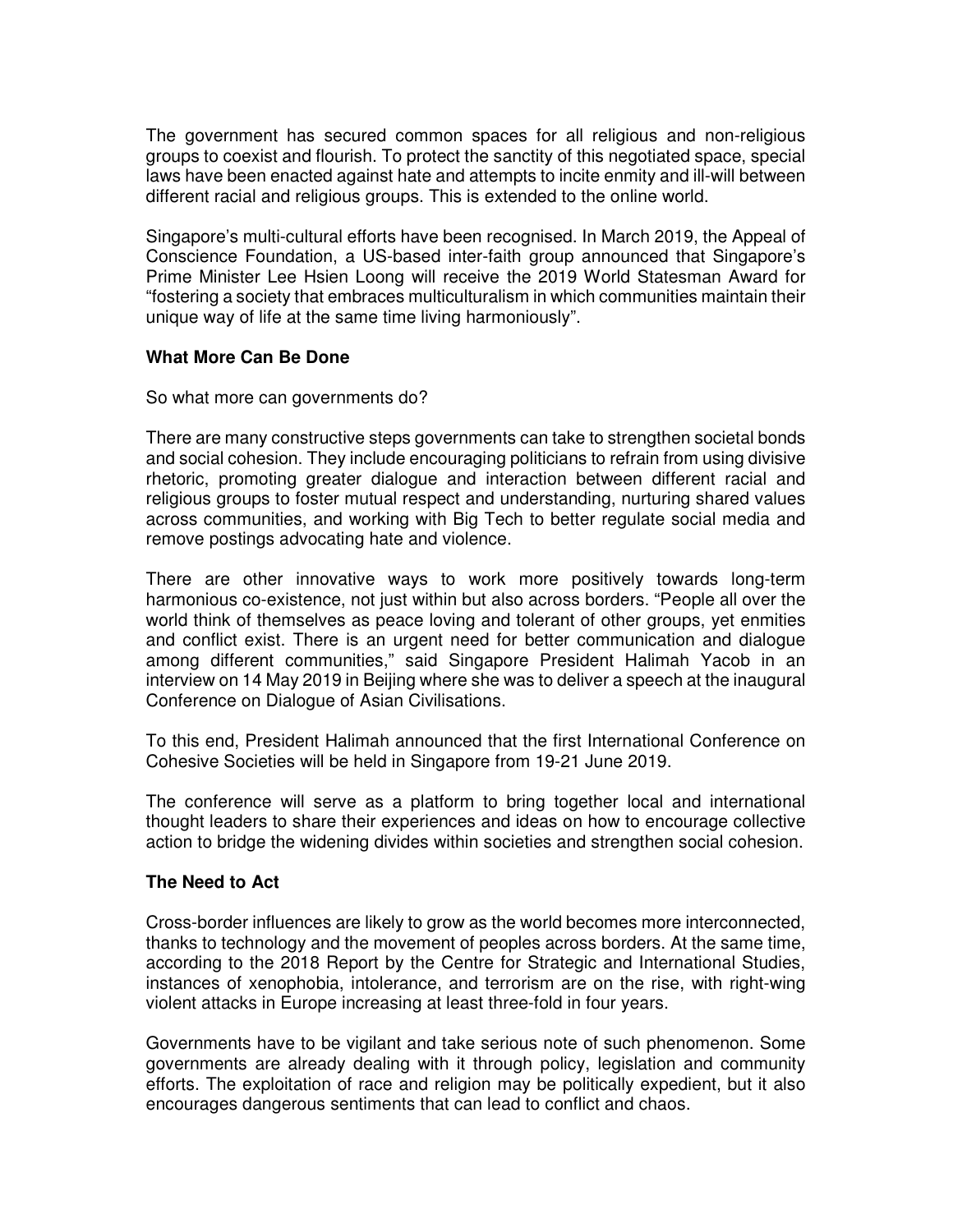The government has secured common spaces for all religious and non-religious groups to coexist and flourish. To protect the sanctity of this negotiated space, special laws have been enacted against hate and attempts to incite enmity and ill-will between different racial and religious groups. This is extended to the online world.

Singapore's multi-cultural efforts have been recognised. In March 2019, the Appeal of Conscience Foundation, a US-based inter-faith group announced that Singapore's Prime Minister Lee Hsien Loong will receive the 2019 World Statesman Award for "fostering a society that embraces multiculturalism in which communities maintain their unique way of life at the same time living harmoniously".

## What More Can Be Done

So what more can governments do?

There are many constructive steps governments can take to strengthen societal bonds and social cohesion. They include encouraging politicians to refrain from using divisive rhetoric, promoting greater dialogue and interaction between different racial and religious groups to foster mutual respect and understanding, nurturing shared values across communities, and working with Big Tech to better regulate social media and remove postings advocating hate and violence.

There are other innovative ways to work more positively towards long-term harmonious co-existence, not just within but also across borders. "People all over the world think of themselves as peace loving and tolerant of other groups, yet enmities and conflict exist. There is an urgent need for better communication and dialogue among different communities," said Singapore President Halimah Yacob in an interview on 14 May 2019 in Beijing where she was to deliver a speech at the inaugural Conference on Dialogue of Asian Civilisations.

To this end, President Halimah announced that the first International Conference on Cohesive Societies will be held in Singapore from 19-21 June 2019.

The conference will serve as a platform to bring together local and international thought leaders to share their experiences and ideas on how to encourage collective action to bridge the widening divides within societies and strengthen social cohesion.

## The Need to Act

Cross-border influences are likely to grow as the world becomes more interconnected, thanks to technology and the movement of peoples across borders. At the same time, according to the 2018 Report by the Centre for Strategic and International Studies, instances of xenophobia, intolerance, and terrorism are on the rise, with right-wing violent attacks in Europe increasing at least three-fold in four years.

Governments have to be vigilant and take serious note of such phenomenon. Some governments are already dealing with it through policy, legislation and community efforts. The exploitation of race and religion may be politically expedient, but it also encourages dangerous sentiments that can lead to conflict and chaos.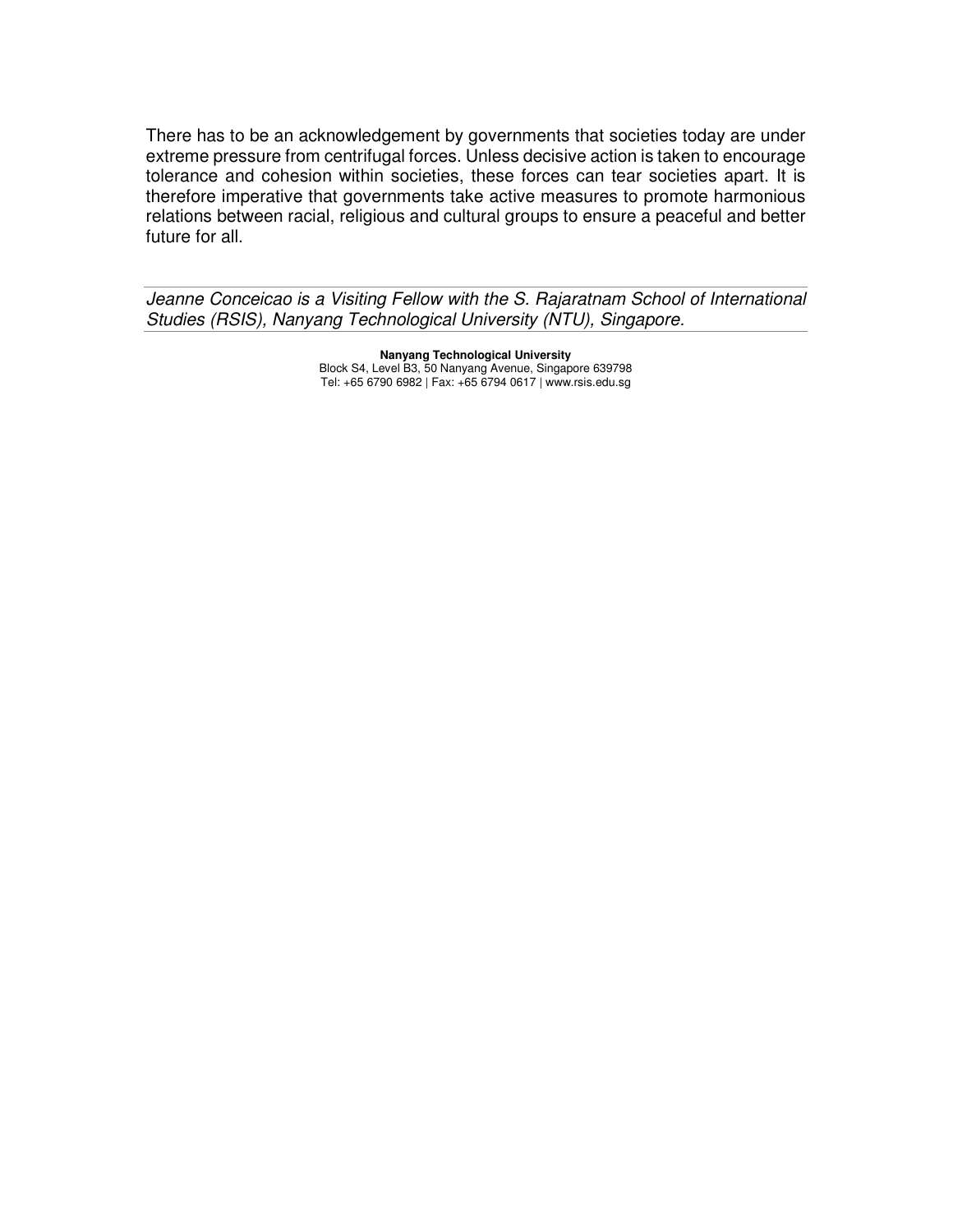There has to be an acknowledgement by governments that societies today are under extreme pressure from centrifugal forces. Unless decisive action is taken to encourage tolerance and cohesion within societies, these forces can tear societies apart. It is therefore imperative that governments take active measures to promote harmonious relations between racial, religious and cultural groups to ensure a peaceful and better future for all.

---

*Jeanne Conceicao is a Visiting Fellow with the S. Rajaratnam School of International Studies (RSIS), Nanyang Technological University (NTU), Singapore.*

---

**Nanyang Technological University**
Block S4, Level B3, 50 Nanyang Avenue, Singapore 639798
Tel: +65 6790 6982 | Fax: +65 6794 0617 | www.rsis.edu.sg